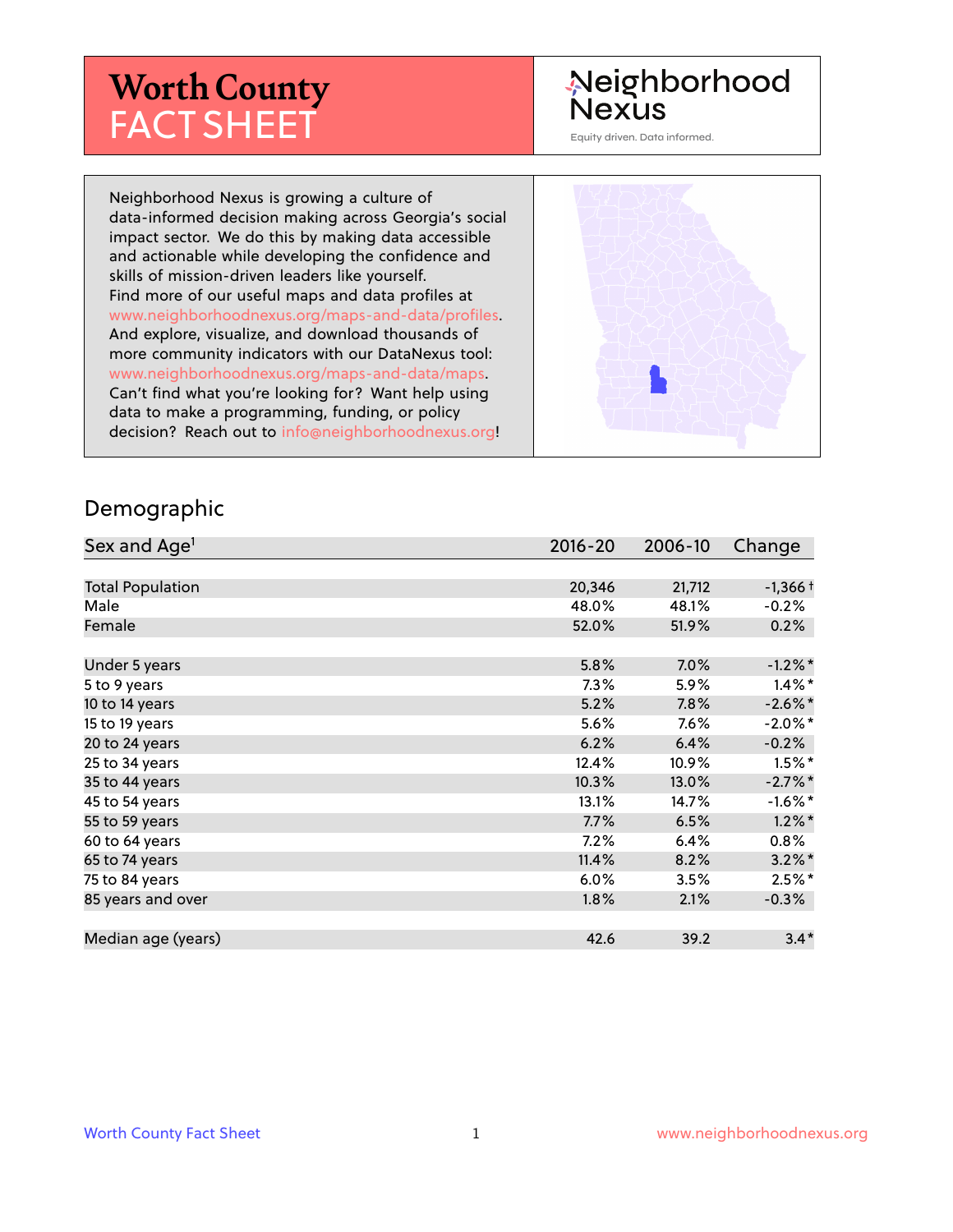# Worth County FACT SHEET

Neighborhood Nexus

Equity driven. Data informed.

Neighborhood Nexus is growing a culture of data-informed decision making across Georgia's social impact sector. We do this by making data accessible and actionable while developing the confidence and skills of mission-driven leaders like yourself. Find more of our useful maps and data profiles at www.neighborhoodnexus.org/maps-and-data/profiles. And explore, visualize, and download thousands of more community indicators with our DataNexus tool: www.neighborhoodnexus.org/maps-and-data/maps. Can't find what you're looking for? Want help using data to make a programming, funding, or policy decision? Reach out to info@neighborhoodnexus.org!

## Demographic

| Sex and Age[1] | 2016-20 | 2006-10 | Change |
|---|---|---|---|
| Total Population | 20,346 | 21,712 | -1,366 † |
| Male | 48.0% | 48.1% | -0.2% |
| Female | 52.0% | 51.9% | 0.2% |
| | | | |
| Under 5 years | 5.8% | 7.0% | -1.2%* |
| 5 to 9 years | 7.3% | 5.9% | 1.4%* |
| 10 to 14 years | 5.2% | 7.8% | -2.6%* |
| 15 to 19 years | 5.6% | 7.6% | -2.0%* |
| 20 to 24 years | 6.2% | 6.4% | -0.2% |
| 25 to 34 years | 12.4% | 10.9% | 1.5%* |
| 35 to 44 years | 10.3% | 13.0% | -2.7%* |
| 45 to 54 years | 13.1% | 14.7% | -1.6%* |
| 55 to 59 years | 7.7% | 6.5% | 1.2%* |
| 60 to 64 years | 7.2% | 6.4% | 0.8% |
| 65 to 74 years | 11.4% | 8.2% | 3.2%* |
| 75 to 84 years | 6.0% | 3.5% | 2.5%* |
| 85 years and over | 1.8% | 2.1% | -0.3% |
| | | | |
| Median age (years) | 42.6 | 39.2 | 3.4* |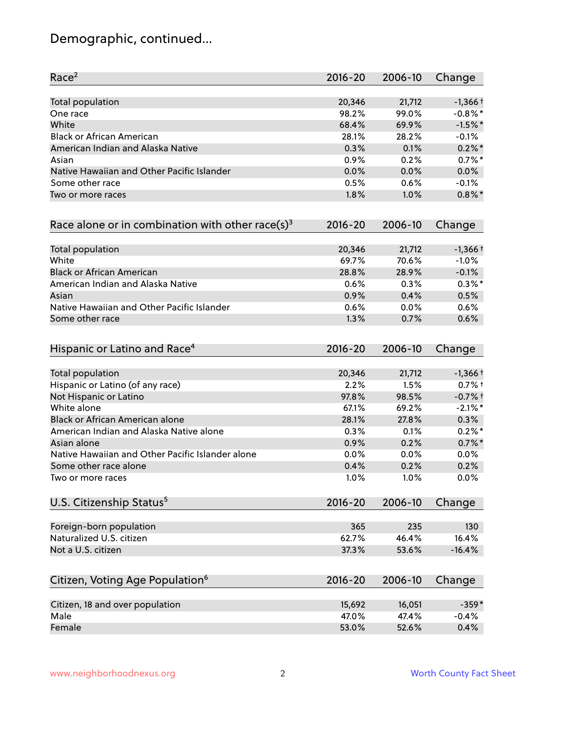# Demographic, continued...

| Race[2] | 2016-20 | 2006-10 | Change |
|---|---|---|---|
| Total population | 20,346 | 21,712 | -1,366 † |
| One race | 98.2% | 99.0% | -0.8% * |
| White | 68.4% | 69.9% | -1.5% * |
| Black or African American | 28.1% | 28.2% | -0.1% |
| American Indian and Alaska Native | 0.3% | 0.1% | 0.2% * |
| Asian | 0.9% | 0.2% | 0.7% * |
| Native Hawaiian and Other Pacific Islander | 0.0% | 0.0% | 0.0% |
| Some other race | 0.5% | 0.6% | -0.1% |
| Two or more races | 1.8% | 1.0% | 0.8% * |

| Race alone or in combination with other race(s)[3] | 2016-20 | 2006-10 | Change |
|---|---|---|---|
| Total population | 20,346 | 21,712 | -1,366 † |
| White | 69.7% | 70.6% | -1.0% |
| Black or African American | 28.8% | 28.9% | -0.1% |
| American Indian and Alaska Native | 0.6% | 0.3% | 0.3% * |
| Asian | 0.9% | 0.4% | 0.5% |
| Native Hawaiian and Other Pacific Islander | 0.6% | 0.0% | 0.6% |
| Some other race | 1.3% | 0.7% | 0.6% |

| Hispanic or Latino and Race[4] | 2016-20 | 2006-10 | Change |
|---|---|---|---|
| Total population | 20,346 | 21,712 | -1,366 † |
| Hispanic or Latino (of any race) | 2.2% | 1.5% | 0.7% † |
| Not Hispanic or Latino | 97.8% | 98.5% | -0.7% † |
| White alone | 67.1% | 69.2% | -2.1% * |
| Black or African American alone | 28.1% | 27.8% | 0.3% |
| American Indian and Alaska Native alone | 0.3% | 0.1% | 0.2% * |
| Asian alone | 0.9% | 0.2% | 0.7% * |
| Native Hawaiian and Other Pacific Islander alone | 0.0% | 0.0% | 0.0% |
| Some other race alone | 0.4% | 0.2% | 0.2% |
| Two or more races | 1.0% | 1.0% | 0.0% |

| U.S. Citizenship Status[5] | 2016-20 | 2006-10 | Change |
|---|---|---|---|
| Foreign-born population | 365 | 235 | 130 |
| Naturalized U.S. citizen | 62.7% | 46.4% | 16.4% |
| Not a U.S. citizen | 37.3% | 53.6% | -16.4% |

| Citizen, Voting Age Population[6] | 2016-20 | 2006-10 | Change |
|---|---|---|---|
| Citizen, 18 and over population | 15,692 | 16,051 | -359 * |
| Male | 47.0% | 47.4% | -0.4% |
| Female | 53.0% | 52.6% | 0.4% |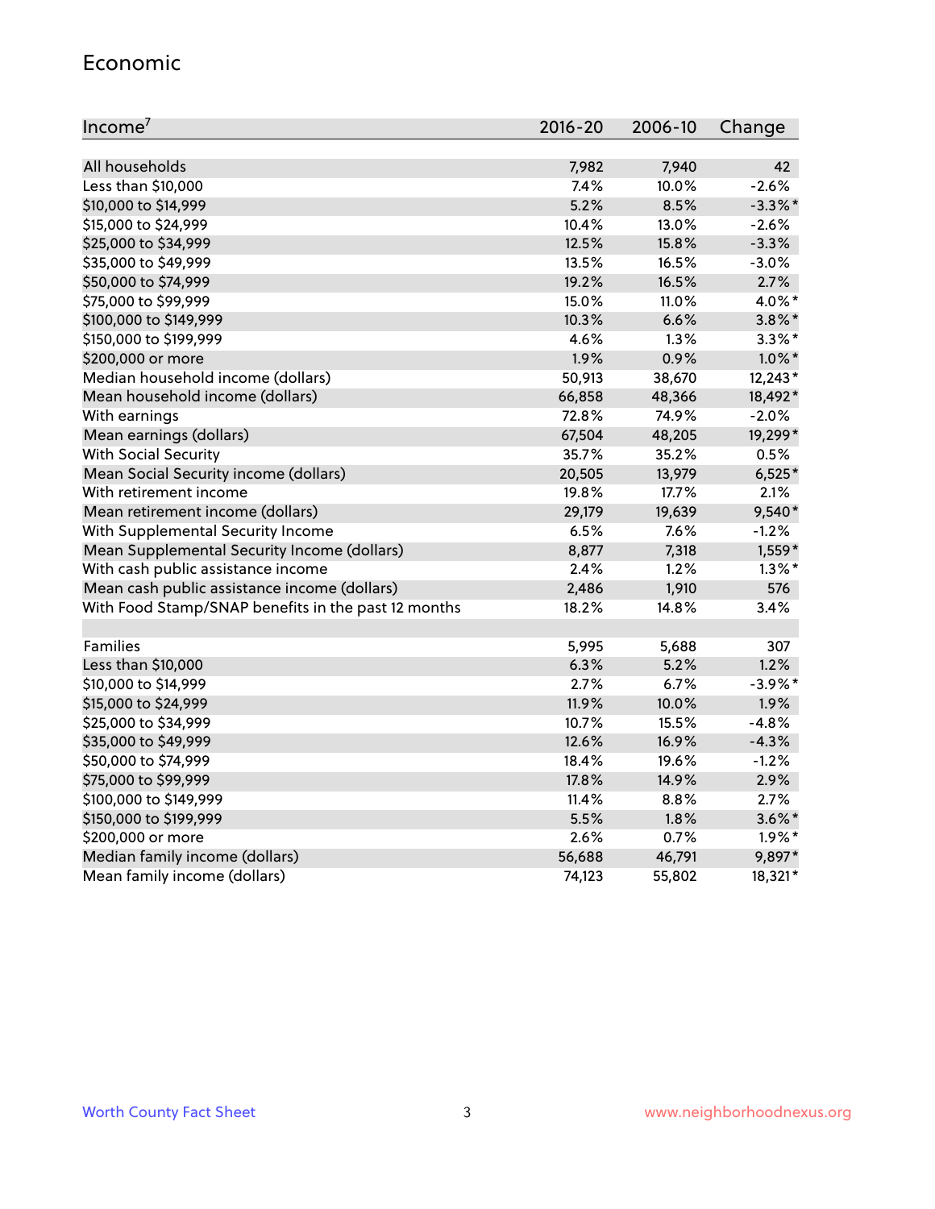## Economic

| Income[7] | 2016-20 | 2006-10 | Change |
|---|---|---|---|
| All households | 7,982 | 7,940 | 42 |
| Less than $10,000 | 7.4% | 10.0% | -2.6% |
| $10,000 to $14,999 | 5.2% | 8.5% | -3.3%* |
| $15,000 to $24,999 | 10.4% | 13.0% | -2.6% |
| $25,000 to $34,999 | 12.5% | 15.8% | -3.3% |
| $35,000 to $49,999 | 13.5% | 16.5% | -3.0% |
| $50,000 to $74,999 | 19.2% | 16.5% | 2.7% |
| $75,000 to $99,999 | 15.0% | 11.0% | 4.0%* |
| $100,000 to $149,999 | 10.3% | 6.6% | 3.8%* |
| $150,000 to $199,999 | 4.6% | 1.3% | 3.3%* |
| $200,000 or more | 1.9% | 0.9% | 1.0%* |
| Median household income (dollars) | 50,913 | 38,670 | 12,243* |
| Mean household income (dollars) | 66,858 | 48,366 | 18,492* |
| With earnings | 72.8% | 74.9% | -2.0% |
| Mean earnings (dollars) | 67,504 | 48,205 | 19,299* |
| With Social Security | 35.7% | 35.2% | 0.5% |
| Mean Social Security income (dollars) | 20,505 | 13,979 | 6,525* |
| With retirement income | 19.8% | 17.7% | 2.1% |
| Mean retirement income (dollars) | 29,179 | 19,639 | 9,540* |
| With Supplemental Security Income | 6.5% | 7.6% | -1.2% |
| Mean Supplemental Security Income (dollars) | 8,877 | 7,318 | 1,559* |
| With cash public assistance income | 2.4% | 1.2% | 1.3%* |
| Mean cash public assistance income (dollars) | 2,486 | 1,910 | 576 |
| With Food Stamp/SNAP benefits in the past 12 months | 18.2% | 14.8% | 3.4% |
| | | | |
| Families | 5,995 | 5,688 | 307 |
| Less than $10,000 | 6.3% | 5.2% | 1.2% |
| $10,000 to $14,999 | 2.7% | 6.7% | -3.9%* |
| $15,000 to $24,999 | 11.9% | 10.0% | 1.9% |
| $25,000 to $34,999 | 10.7% | 15.5% | -4.8% |
| $35,000 to $49,999 | 12.6% | 16.9% | -4.3% |
| $50,000 to $74,999 | 18.4% | 19.6% | -1.2% |
| $75,000 to $99,999 | 17.8% | 14.9% | 2.9% |
| $100,000 to $149,999 | 11.4% | 8.8% | 2.7% |
| $150,000 to $199,999 | 5.5% | 1.8% | 3.6%* |
| $200,000 or more | 2.6% | 0.7% | 1.9%* |
| Median family income (dollars) | 56,688 | 46,791 | 9,897* |
| Mean family income (dollars) | 74,123 | 55,802 | 18,321* |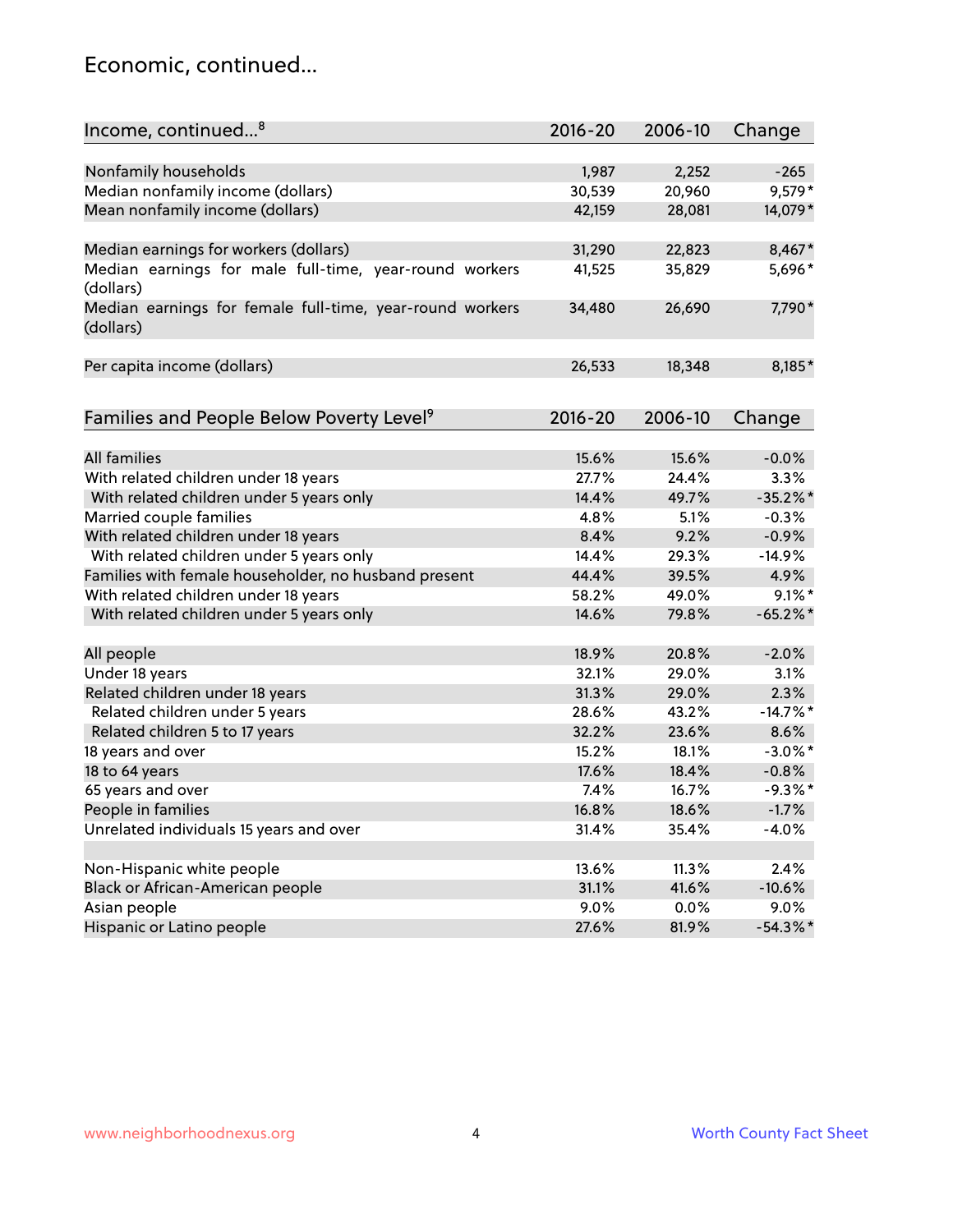# Economic, continued...

| Income, continued...[8] | 2016-20 | 2006-10 | Change |
|---|---|---|---|
| Nonfamily households | 1,987 | 2,252 | -265 |
| Median nonfamily income (dollars) | 30,539 | 20,960 | 9,579* |
| Mean nonfamily income (dollars) | 42,159 | 28,081 | 14,079* |
| Median earnings for workers (dollars) | 31,290 | 22,823 | 8,467* |
| Median earnings for male full-time, year-round workers (dollars) | 41,525 | 35,829 | 5,696* |
| Median earnings for female full-time, year-round workers (dollars) | 34,480 | 26,690 | 7,790* |
| Per capita income (dollars) | 26,533 | 18,348 | 8,185* |

| Families and People Below Poverty Level[9] | 2016-20 | 2006-10 | Change |
|---|---|---|---|
| All families | 15.6% | 15.6% | -0.0% |
| With related children under 18 years | 27.7% | 24.4% | 3.3% |
| With related children under 5 years only | 14.4% | 49.7% | -35.2%* |
| Married couple families | 4.8% | 5.1% | -0.3% |
| With related children under 18 years | 8.4% | 9.2% | -0.9% |
| With related children under 5 years only | 14.4% | 29.3% | -14.9% |
| Families with female householder, no husband present | 44.4% | 39.5% | 4.9% |
| With related children under 18 years | 58.2% | 49.0% | 9.1%* |
| With related children under 5 years only | 14.6% | 79.8% | -65.2%* |
| All people | 18.9% | 20.8% | -2.0% |
| Under 18 years | 32.1% | 29.0% | 3.1% |
| Related children under 18 years | 31.3% | 29.0% | 2.3% |
| Related children under 5 years | 28.6% | 43.2% | -14.7%* |
| Related children 5 to 17 years | 32.2% | 23.6% | 8.6% |
| 18 years and over | 15.2% | 18.1% | -3.0%* |
| 18 to 64 years | 17.6% | 18.4% | -0.8% |
| 65 years and over | 7.4% | 16.7% | -9.3%* |
| People in families | 16.8% | 18.6% | -1.7% |
| Unrelated individuals 15 years and over | 31.4% | 35.4% | -4.0% |
| Non-Hispanic white people | 13.6% | 11.3% | 2.4% |
| Black or African-American people | 31.1% | 41.6% | -10.6% |
| Asian people | 9.0% | 0.0% | 9.0% |
| Hispanic or Latino people | 27.6% | 81.9% | -54.3%* |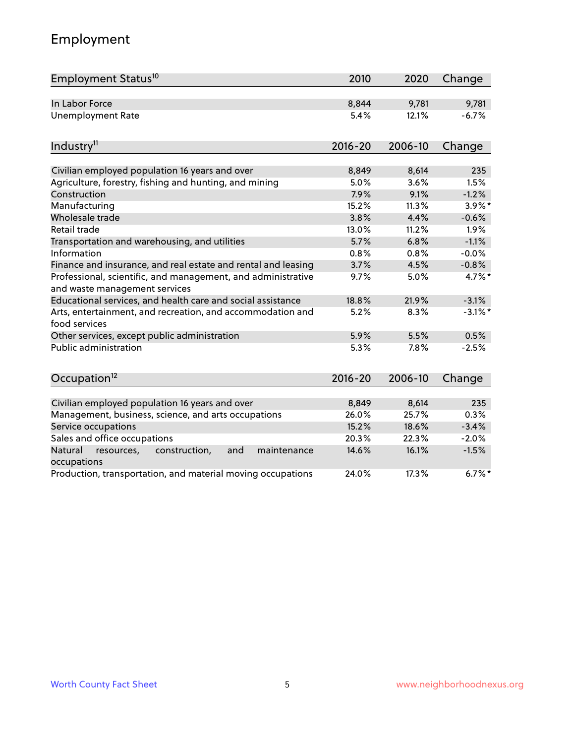## Employment

| Employment Status[10] | 2010 | 2020 | Change |
|---|---|---|---|
| In Labor Force | 8,844 | 9,781 | 9,781 |
| Unemployment Rate | 5.4% | 12.1% | -6.7% |

| Industry[11] | 2016-20 | 2006-10 | Change |
|---|---|---|---|
| Civilian employed population 16 years and over | 8,849 | 8,614 | 235 |
| Agriculture, forestry, fishing and hunting, and mining | 5.0% | 3.6% | 1.5% |
| Construction | 7.9% | 9.1% | -1.2% |
| Manufacturing | 15.2% | 11.3% | 3.9%* |
| Wholesale trade | 3.8% | 4.4% | -0.6% |
| Retail trade | 13.0% | 11.2% | 1.9% |
| Transportation and warehousing, and utilities | 5.7% | 6.8% | -1.1% |
| Information | 0.8% | 0.8% | -0.0% |
| Finance and insurance, and real estate and rental and leasing | 3.7% | 4.5% | -0.8% |
| Professional, scientific, and management, and administrative and waste management services | 9.7% | 5.0% | 4.7%* |
| Educational services, and health care and social assistance | 18.8% | 21.9% | -3.1% |
| Arts, entertainment, and recreation, and accommodation and food services | 5.2% | 8.3% | -3.1%* |
| Other services, except public administration | 5.9% | 5.5% | 0.5% |
| Public administration | 5.3% | 7.8% | -2.5% |

| Occupation[12] | 2016-20 | 2006-10 | Change |
|---|---|---|---|
| Civilian employed population 16 years and over | 8,849 | 8,614 | 235 |
| Management, business, science, and arts occupations | 26.0% | 25.7% | 0.3% |
| Service occupations | 15.2% | 18.6% | -3.4% |
| Sales and office occupations | 20.3% | 22.3% | -2.0% |
| Natural resources, construction, and maintenance occupations | 14.6% | 16.1% | -1.5% |
| Production, transportation, and material moving occupations | 24.0% | 17.3% | 6.7%* |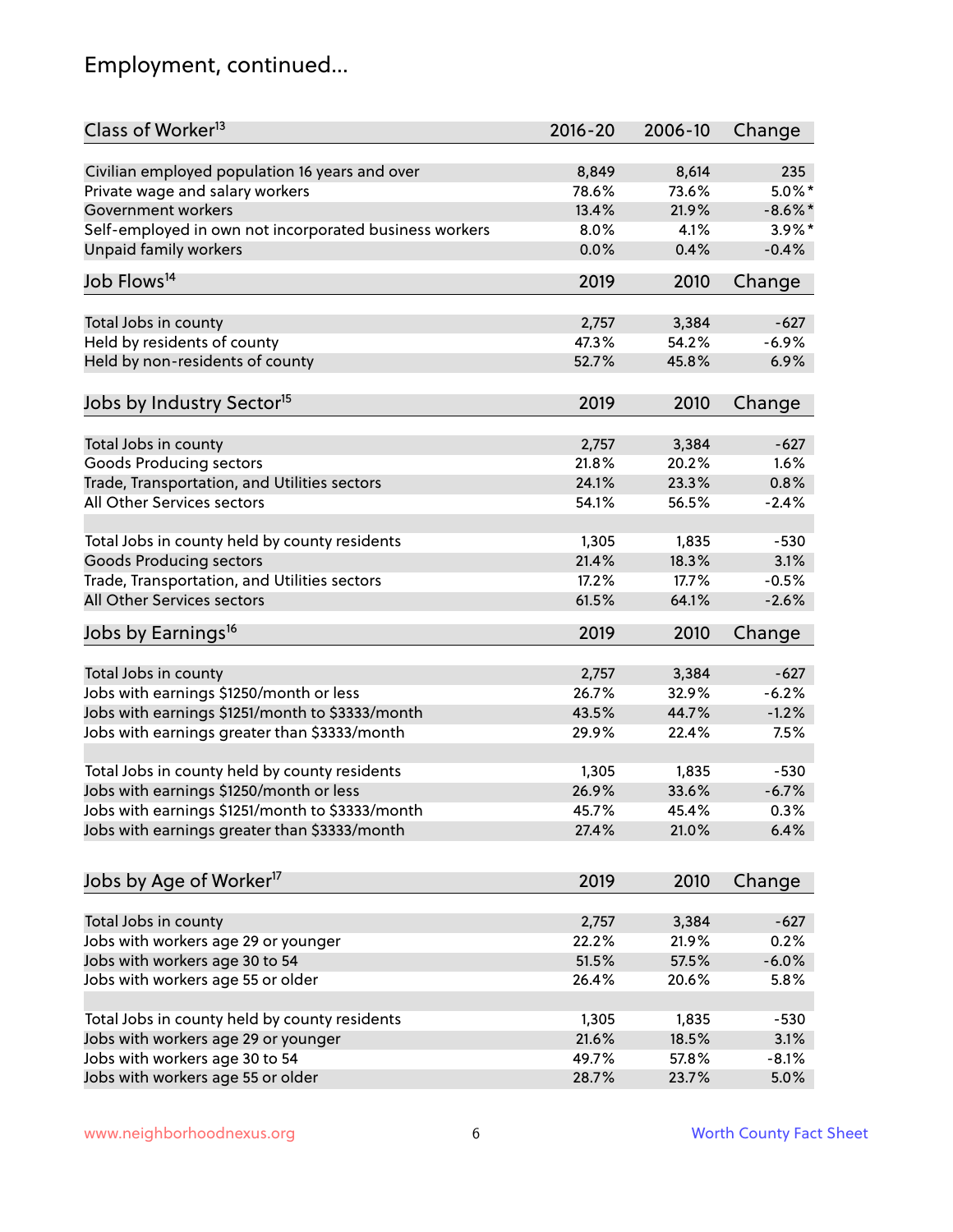# Employment, continued...

| Class of Worker[13] | 2016-20 | 2006-10 | Change |
|---|---|---|---|
| Civilian employed population 16 years and over | 8,849 | 8,614 | 235 |
| Private wage and salary workers | 78.6% | 73.6% | 5.0%* |
| Government workers | 13.4% | 21.9% | -8.6%* |
| Self-employed in own not incorporated business workers | 8.0% | 4.1% | 3.9%* |
| Unpaid family workers | 0.0% | 0.4% | -0.4% |

| Job Flows[14] | 2019 | 2010 | Change |
|---|---|---|---|
| Total Jobs in county | 2,757 | 3,384 | -627 |
| Held by residents of county | 47.3% | 54.2% | -6.9% |
| Held by non-residents of county | 52.7% | 45.8% | 6.9% |

| Jobs by Industry Sector[15] | 2019 | 2010 | Change |
|---|---|---|---|
| Total Jobs in county | 2,757 | 3,384 | -627 |
| Goods Producing sectors | 21.8% | 20.2% | 1.6% |
| Trade, Transportation, and Utilities sectors | 24.1% | 23.3% | 0.8% |
| All Other Services sectors | 54.1% | 56.5% | -2.4% |
| | | | |
| Total Jobs in county held by county residents | 1,305 | 1,835 | -530 |
| Goods Producing sectors | 21.4% | 18.3% | 3.1% |
| Trade, Transportation, and Utilities sectors | 17.2% | 17.7% | -0.5% |
| All Other Services sectors | 61.5% | 64.1% | -2.6% |

| Jobs by Earnings[16] | 2019 | 2010 | Change |
|---|---|---|---|
| Total Jobs in county | 2,757 | 3,384 | -627 |
| Jobs with earnings $1250/month or less | 26.7% | 32.9% | -6.2% |
| Jobs with earnings $1251/month to $3333/month | 43.5% | 44.7% | -1.2% |
| Jobs with earnings greater than $3333/month | 29.9% | 22.4% | 7.5% |
| | | | |
| Total Jobs in county held by county residents | 1,305 | 1,835 | -530 |
| Jobs with earnings $1250/month or less | 26.9% | 33.6% | -6.7% |
| Jobs with earnings $1251/month to $3333/month | 45.7% | 45.4% | 0.3% |
| Jobs with earnings greater than $3333/month | 27.4% | 21.0% | 6.4% |

| Jobs by Age of Worker[17] | 2019 | 2010 | Change |
|---|---|---|---|
| Total Jobs in county | 2,757 | 3,384 | -627 |
| Jobs with workers age 29 or younger | 22.2% | 21.9% | 0.2% |
| Jobs with workers age 30 to 54 | 51.5% | 57.5% | -6.0% |
| Jobs with workers age 55 or older | 26.4% | 20.6% | 5.8% |
| | | | |
| Total Jobs in county held by county residents | 1,305 | 1,835 | -530 |
| Jobs with workers age 29 or younger | 21.6% | 18.5% | 3.1% |
| Jobs with workers age 30 to 54 | 49.7% | 57.8% | -8.1% |
| Jobs with workers age 55 or older | 28.7% | 23.7% | 5.0% |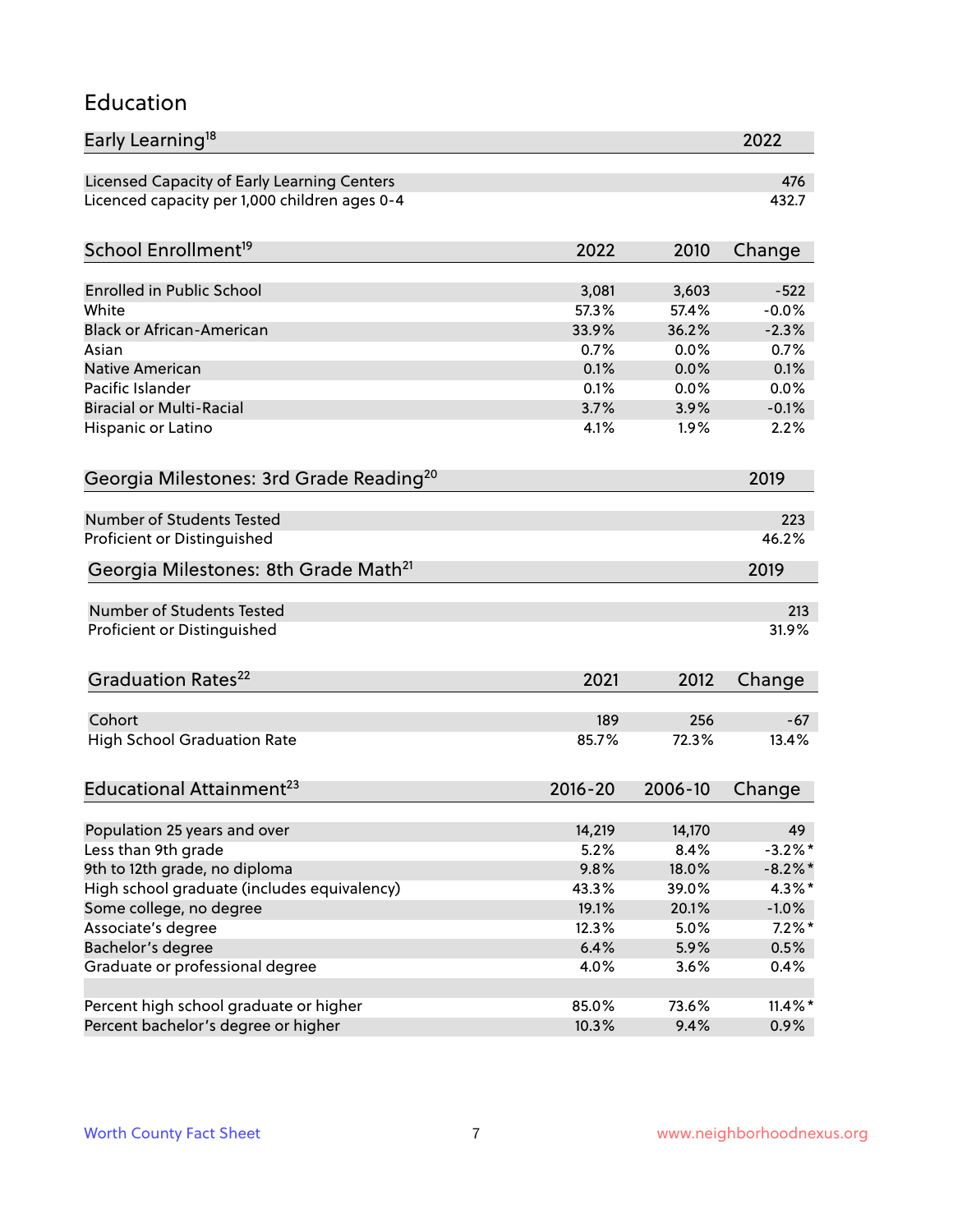## Education

| Early Learning[18] | 2022 |
|---|---|
| Licensed Capacity of Early Learning Centers | 476 |
| Licenced capacity per 1,000 children ages 0-4 | 432.7 |

| School Enrollment[19] | 2022 | 2010 | Change |
|---|---|---|---|
| Enrolled in Public School | 3,081 | 3,603 | -522 |
| White | 57.3% | 57.4% | -0.0% |
| Black or African-American | 33.9% | 36.2% | -2.3% |
| Asian | 0.7% | 0.0% | 0.7% |
| Native American | 0.1% | 0.0% | 0.1% |
| Pacific Islander | 0.1% | 0.0% | 0.0% |
| Biracial or Multi-Racial | 3.7% | 3.9% | -0.1% |
| Hispanic or Latino | 4.1% | 1.9% | 2.2% |

| Georgia Milestones: 3rd Grade Reading[20] | 2019 |
|---|---|
| Number of Students Tested | 223 |
| Proficient or Distinguished | 46.2% |

| Georgia Milestones: 8th Grade Math[21] | 2019 |
|---|---|
| Number of Students Tested | 213 |
| Proficient or Distinguished | 31.9% |

| Graduation Rates[22] | 2021 | 2012 | Change |
|---|---|---|---|
| Cohort | 189 | 256 | -67 |
| High School Graduation Rate | 85.7% | 72.3% | 13.4% |

| Educational Attainment[23] | 2016-20 | 2006-10 | Change |
|---|---|---|---|
| Population 25 years and over | 14,219 | 14,170 | 49 |
| Less than 9th grade | 5.2% | 8.4% | -3.2%* |
| 9th to 12th grade, no diploma | 9.8% | 18.0% | -8.2%* |
| High school graduate (includes equivalency) | 43.3% | 39.0% | 4.3%* |
| Some college, no degree | 19.1% | 20.1% | -1.0% |
| Associate's degree | 12.3% | 5.0% | 7.2%* |
| Bachelor's degree | 6.4% | 5.9% | 0.5% |
| Graduate or professional degree | 4.0% | 3.6% | 0.4% |
| | | | |
| Percent high school graduate or higher | 85.0% | 73.6% | 11.4%* |
| Percent bachelor's degree or higher | 10.3% | 9.4% | 0.9% |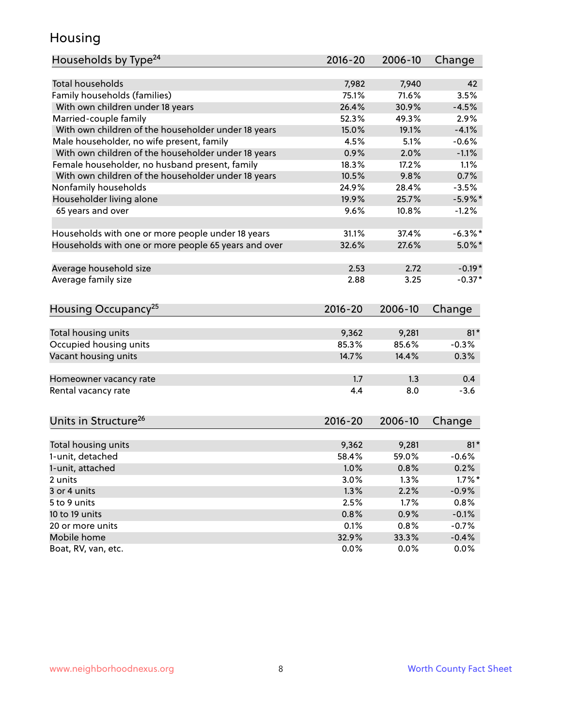# Housing

| Households by Type[24] | 2016-20 | 2006-10 | Change |
|---|---|---|---|
| Total households | 7,982 | 7,940 | 42 |
| Family households (families) | 75.1% | 71.6% | 3.5% |
| With own children under 18 years | 26.4% | 30.9% | -4.5% |
| Married-couple family | 52.3% | 49.3% | 2.9% |
| With own children of the householder under 18 years | 15.0% | 19.1% | -4.1% |
| Male householder, no wife present, family | 4.5% | 5.1% | -0.6% |
| With own children of the householder under 18 years | 0.9% | 2.0% | -1.1% |
| Female householder, no husband present, family | 18.3% | 17.2% | 1.1% |
| With own children of the householder under 18 years | 10.5% | 9.8% | 0.7% |
| Nonfamily households | 24.9% | 28.4% | -3.5% |
| Householder living alone | 19.9% | 25.7% | -5.9%* |
| 65 years and over | 9.6% | 10.8% | -1.2% |
| | | | |
| Households with one or more people under 18 years | 31.1% | 37.4% | -6.3%* |
| Households with one or more people 65 years and over | 32.6% | 27.6% | 5.0%* |
| | | | |
| Average household size | 2.53 | 2.72 | -0.19* |
| Average family size | 2.88 | 3.25 | -0.37* |

| Housing Occupancy[25] | 2016-20 | 2006-10 | Change |
|---|---|---|---|
| Total housing units | 9,362 | 9,281 | 81* |
| Occupied housing units | 85.3% | 85.6% | -0.3% |
| Vacant housing units | 14.7% | 14.4% | 0.3% |
| | | | |
| Homeowner vacancy rate | 1.7 | 1.3 | 0.4 |
| Rental vacancy rate | 4.4 | 8.0 | -3.6 |

| Units in Structure[26] | 2016-20 | 2006-10 | Change |
|---|---|---|---|
| Total housing units | 9,362 | 9,281 | 81* |
| 1-unit, detached | 58.4% | 59.0% | -0.6% |
| 1-unit, attached | 1.0% | 0.8% | 0.2% |
| 2 units | 3.0% | 1.3% | 1.7%* |
| 3 or 4 units | 1.3% | 2.2% | -0.9% |
| 5 to 9 units | 2.5% | 1.7% | 0.8% |
| 10 to 19 units | 0.8% | 0.9% | -0.1% |
| 20 or more units | 0.1% | 0.8% | -0.7% |
| Mobile home | 32.9% | 33.3% | -0.4% |
| Boat, RV, van, etc. | 0.0% | 0.0% | 0.0% |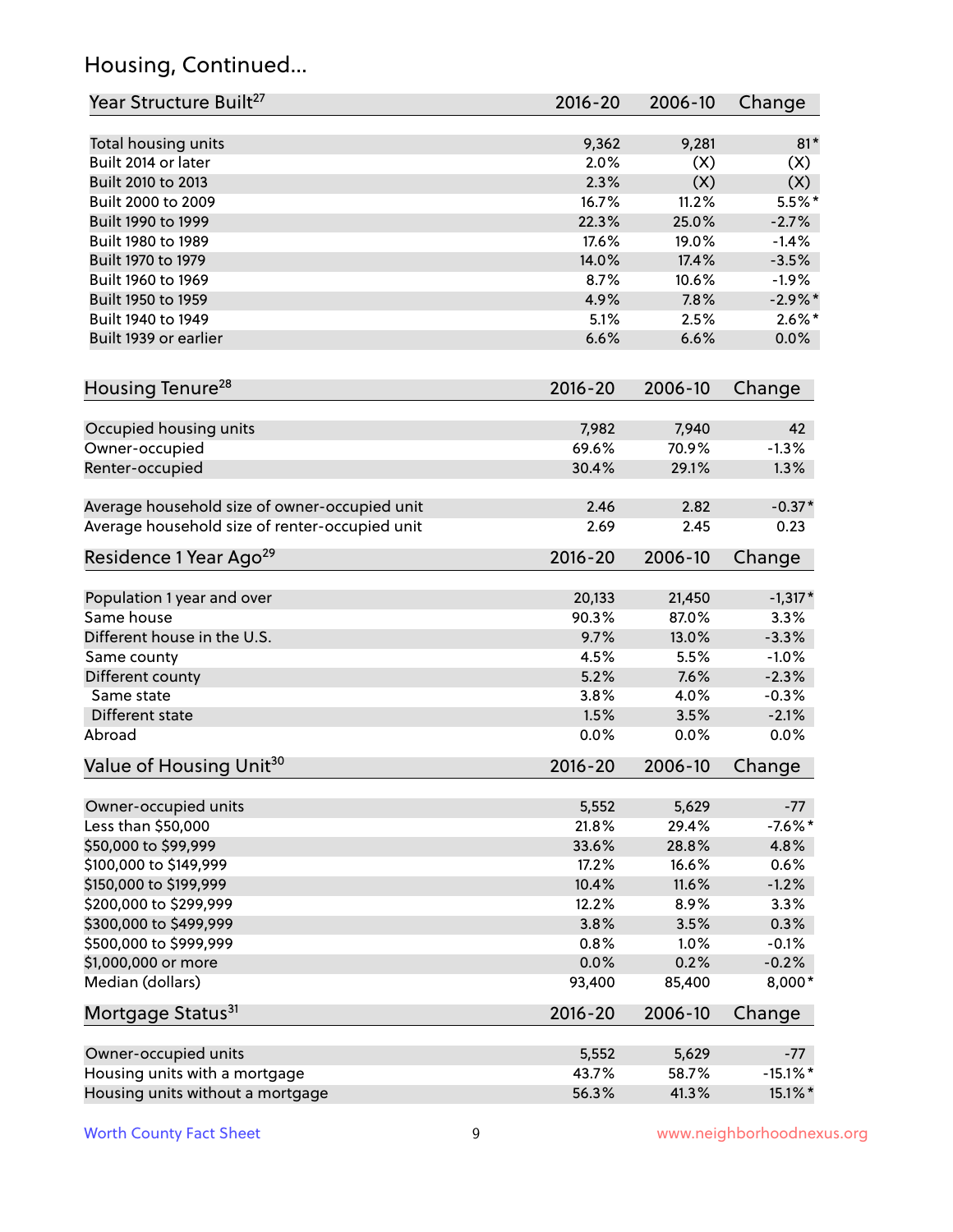## Housing, Continued...

| Year Structure Built[27] | 2016-20 | 2006-10 | Change |
|---|---|---|---|
| Total housing units | 9,362 | 9,281 | 81* |
| Built 2014 or later | 2.0% | (X) | (X) |
| Built 2010 to 2013 | 2.3% | (X) | (X) |
| Built 2000 to 2009 | 16.7% | 11.2% | 5.5%* |
| Built 1990 to 1999 | 22.3% | 25.0% | -2.7% |
| Built 1980 to 1989 | 17.6% | 19.0% | -1.4% |
| Built 1970 to 1979 | 14.0% | 17.4% | -3.5% |
| Built 1960 to 1969 | 8.7% | 10.6% | -1.9% |
| Built 1950 to 1959 | 4.9% | 7.8% | -2.9%* |
| Built 1940 to 1949 | 5.1% | 2.5% | 2.6%* |
| Built 1939 or earlier | 6.6% | 6.6% | 0.0% |

| Housing Tenure[28] | 2016-20 | 2006-10 | Change |
|---|---|---|---|
| Occupied housing units | 7,982 | 7,940 | 42 |
| Owner-occupied | 69.6% | 70.9% | -1.3% |
| Renter-occupied | 30.4% | 29.1% | 1.3% |
| Average household size of owner-occupied unit | 2.46 | 2.82 | -0.37* |
| Average household size of renter-occupied unit | 2.69 | 2.45 | 0.23 |

| Residence 1 Year Ago[29] | 2016-20 | 2006-10 | Change |
|---|---|---|---|
| Population 1 year and over | 20,133 | 21,450 | -1,317* |
| Same house | 90.3% | 87.0% | 3.3% |
| Different house in the U.S. | 9.7% | 13.0% | -3.3% |
| Same county | 4.5% | 5.5% | -1.0% |
| Different county | 5.2% | 7.6% | -2.3% |
| Same state | 3.8% | 4.0% | -0.3% |
| Different state | 1.5% | 3.5% | -2.1% |
| Abroad | 0.0% | 0.0% | 0.0% |

| Value of Housing Unit[30] | 2016-20 | 2006-10 | Change |
|---|---|---|---|
| Owner-occupied units | 5,552 | 5,629 | -77 |
| Less than $50,000 | 21.8% | 29.4% | -7.6%* |
| $50,000 to $99,999 | 33.6% | 28.8% | 4.8% |
| $100,000 to $149,999 | 17.2% | 16.6% | 0.6% |
| $150,000 to $199,999 | 10.4% | 11.6% | -1.2% |
| $200,000 to $299,999 | 12.2% | 8.9% | 3.3% |
| $300,000 to $499,999 | 3.8% | 3.5% | 0.3% |
| $500,000 to $999,999 | 0.8% | 1.0% | -0.1% |
| $1,000,000 or more | 0.0% | 0.2% | -0.2% |
| Median (dollars) | 93,400 | 85,400 | 8,000* |

| Mortgage Status[31] | 2016-20 | 2006-10 | Change |
|---|---|---|---|
| Owner-occupied units | 5,552 | 5,629 | -77 |
| Housing units with a mortgage | 43.7% | 58.7% | -15.1%* |
| Housing units without a mortgage | 56.3% | 41.3% | 15.1%* |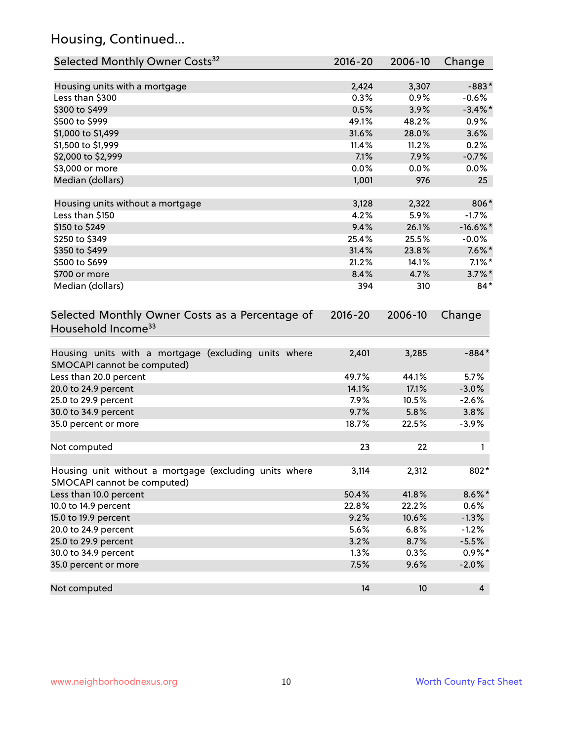## Housing, Continued...

| Selected Monthly Owner Costs[32] | 2016-20 | 2006-10 | Change |
|---|---|---|---|
| Housing units with a mortgage | 2,424 | 3,307 | -883* |
| Less than $300 | 0.3% | 0.9% | -0.6% |
| $300 to $499 | 0.5% | 3.9% | -3.4%* |
| $500 to $999 | 49.1% | 48.2% | 0.9% |
| $1,000 to $1,499 | 31.6% | 28.0% | 3.6% |
| $1,500 to $1,999 | 11.4% | 11.2% | 0.2% |
| $2,000 to $2,999 | 7.1% | 7.9% | -0.7% |
| $3,000 or more | 0.0% | 0.0% | 0.0% |
| Median (dollars) | 1,001 | 976 | 25 |
| | | | |
| Housing units without a mortgage | 3,128 | 2,322 | 806* |
| Less than $150 | 4.2% | 5.9% | -1.7% |
| $150 to $249 | 9.4% | 26.1% | -16.6%* |
| $250 to $349 | 25.4% | 25.5% | -0.0% |
| $350 to $499 | 31.4% | 23.8% | 7.6%* |
| $500 to $699 | 21.2% | 14.1% | 7.1%* |
| $700 or more | 8.4% | 4.7% | 3.7%* |
| Median (dollars) | 394 | 310 | 84* |

| Selected Monthly Owner Costs as a Percentage of Household Income[33] | 2016-20 | 2006-10 | Change |
|---|---|---|---|
| Housing units with a mortgage (excluding units where SMOCAPI cannot be computed) | 2,401 | 3,285 | -884* |
| Less than 20.0 percent | 49.7% | 44.1% | 5.7% |
| 20.0 to 24.9 percent | 14.1% | 17.1% | -3.0% |
| 25.0 to 29.9 percent | 7.9% | 10.5% | -2.6% |
| 30.0 to 34.9 percent | 9.7% | 5.8% | 3.8% |
| 35.0 percent or more | 18.7% | 22.5% | -3.9% |
| | | | |
| Not computed | 23 | 22 | 1 |
| | | | |
| Housing unit without a mortgage (excluding units where SMOCAPI cannot be computed) | 3,114 | 2,312 | 802* |
| Less than 10.0 percent | 50.4% | 41.8% | 8.6%* |
| 10.0 to 14.9 percent | 22.8% | 22.2% | 0.6% |
| 15.0 to 19.9 percent | 9.2% | 10.6% | -1.3% |
| 20.0 to 24.9 percent | 5.6% | 6.8% | -1.2% |
| 25.0 to 29.9 percent | 3.2% | 8.7% | -5.5% |
| 30.0 to 34.9 percent | 1.3% | 0.3% | 0.9%* |
| 35.0 percent or more | 7.5% | 9.6% | -2.0% |
| | | | |
| Not computed | 14 | 10 | 4 |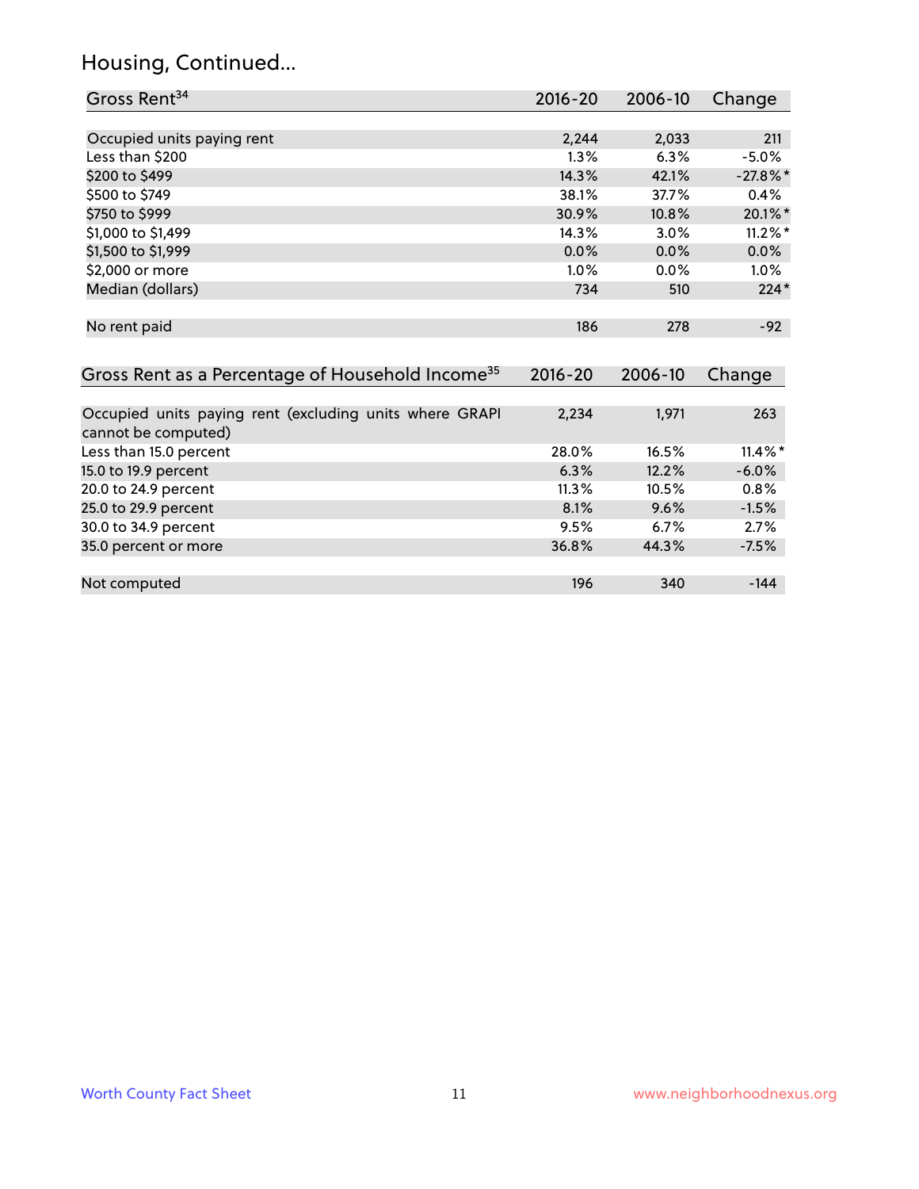## Housing, Continued...

| Gross Rent[34] | 2016-20 | 2006-10 | Change |
|---|---|---|---|
| Occupied units paying rent | 2,244 | 2,033 | 211 |
| Less than $200 | 1.3% | 6.3% | -5.0% |
| $200 to $499 | 14.3% | 42.1% | -27.8%* |
| $500 to $749 | 38.1% | 37.7% | 0.4% |
| $750 to $999 | 30.9% | 10.8% | 20.1%* |
| $1,000 to $1,499 | 14.3% | 3.0% | 11.2%* |
| $1,500 to $1,999 | 0.0% | 0.0% | 0.0% |
| $2,000 or more | 1.0% | 0.0% | 1.0% |
| Median (dollars) | 734 | 510 | 224* |
| No rent paid | 186 | 278 | -92 |

| Gross Rent as a Percentage of Household Income[35] | 2016-20 | 2006-10 | Change |
|---|---|---|---|
| Occupied units paying rent (excluding units where GRAPI cannot be computed) | 2,234 | 1,971 | 263 |
| Less than 15.0 percent | 28.0% | 16.5% | 11.4%* |
| 15.0 to 19.9 percent | 6.3% | 12.2% | -6.0% |
| 20.0 to 24.9 percent | 11.3% | 10.5% | 0.8% |
| 25.0 to 29.9 percent | 8.1% | 9.6% | -1.5% |
| 30.0 to 34.9 percent | 9.5% | 6.7% | 2.7% |
| 35.0 percent or more | 36.8% | 44.3% | -7.5% |
| Not computed | 196 | 340 | -144 |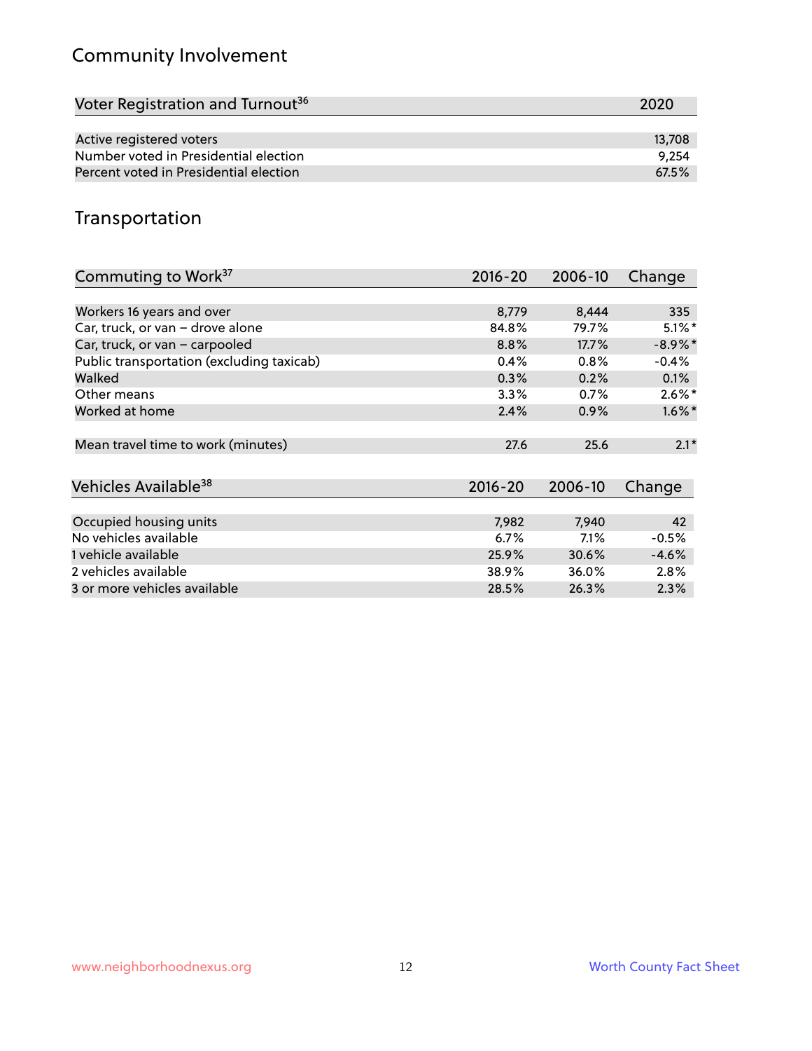## Community Involvement

| Voter Registration and Turnout[36] | 2020 |
|---|---|
| Active registered voters | 13,708 |
| Number voted in Presidential election | 9,254 |
| Percent voted in Presidential election | 67.5% |

## Transportation

| Commuting to Work[37] | 2016-20 | 2006-10 | Change |
|---|---|---|---|
| Workers 16 years and over | 8,779 | 8,444 | 335 |
| Car, truck, or van – drove alone | 84.8% | 79.7% | 5.1%* |
| Car, truck, or van – carpooled | 8.8% | 17.7% | -8.9%* |
| Public transportation (excluding taxicab) | 0.4% | 0.8% | -0.4% |
| Walked | 0.3% | 0.2% | 0.1% |
| Other means | 3.3% | 0.7% | 2.6%* |
| Worked at home | 2.4% | 0.9% | 1.6%* |
| Mean travel time to work (minutes) | 27.6 | 25.6 | 2.1* |

| Vehicles Available[38] | 2016-20 | 2006-10 | Change |
|---|---|---|---|
| Occupied housing units | 7,982 | 7,940 | 42 |
| No vehicles available | 6.7% | 7.1% | -0.5% |
| 1 vehicle available | 25.9% | 30.6% | -4.6% |
| 2 vehicles available | 38.9% | 36.0% | 2.8% |
| 3 or more vehicles available | 28.5% | 26.3% | 2.3% |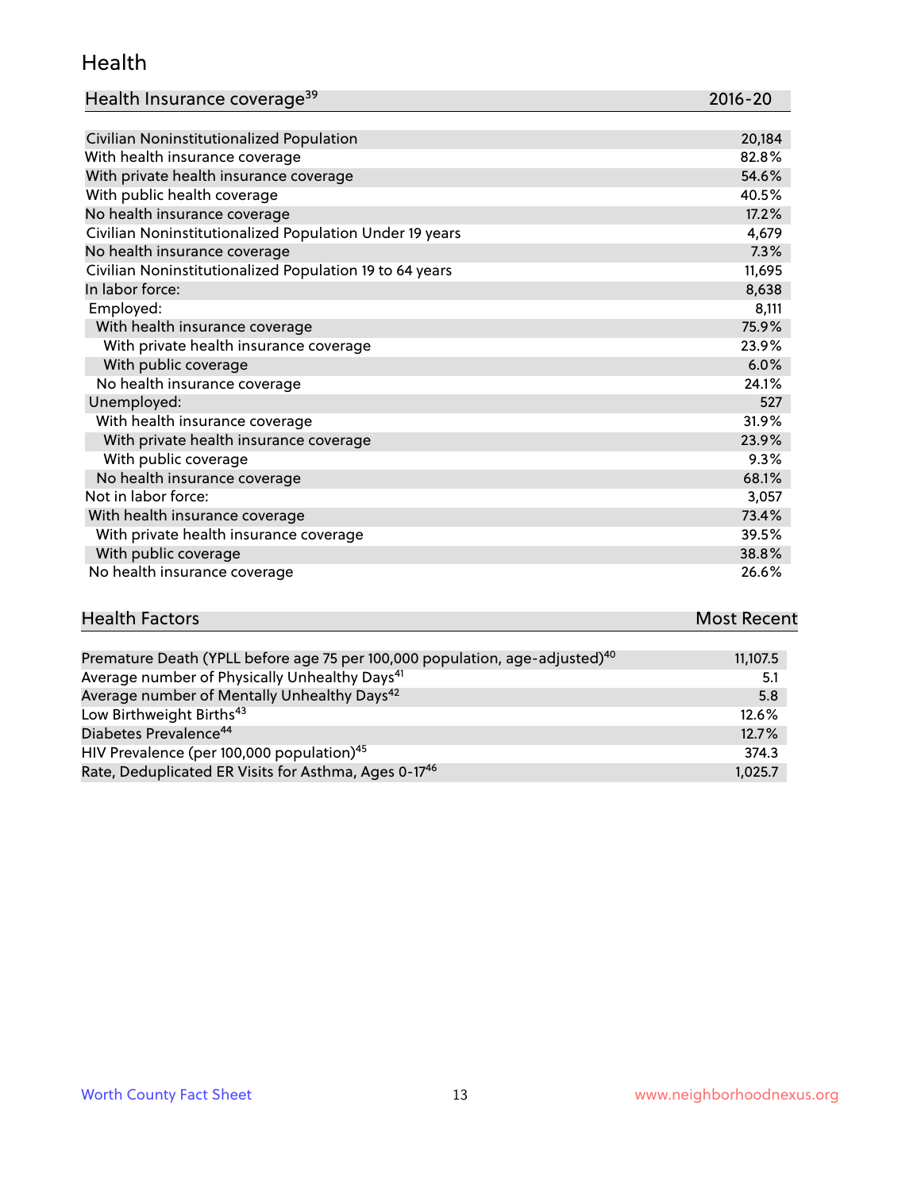## Health

| Health Insurance coverage[39] | 2016-20 |
|---|---|
| Civilian Noninstitutionalized Population | 20,184 |
| With health insurance coverage | 82.8% |
| With private health insurance coverage | 54.6% |
| With public health coverage | 40.5% |
| No health insurance coverage | 17.2% |
| Civilian Noninstitutionalized Population Under 19 years | 4,679 |
| No health insurance coverage | 7.3% |
| Civilian Noninstitutionalized Population 19 to 64 years | 11,695 |
| In labor force: | 8,638 |
| Employed: | 8,111 |
| With health insurance coverage | 75.9% |
| With private health insurance coverage | 23.9% |
| With public coverage | 6.0% |
| No health insurance coverage | 24.1% |
| Unemployed: | 527 |
| With health insurance coverage | 31.9% |
| With private health insurance coverage | 23.9% |
| With public coverage | 9.3% |
| No health insurance coverage | 68.1% |
| Not in labor force: | 3,057 |
| With health insurance coverage | 73.4% |
| With private health insurance coverage | 39.5% |
| With public coverage | 38.8% |
| No health insurance coverage | 26.6% |

| Health Factors | Most Recent |
|---|---|
| Premature Death (YPLL before age 75 per 100,000 population, age-adjusted)[40] | 11,107.5 |
| Average number of Physically Unhealthy Days[41] | 5.1 |
| Average number of Mentally Unhealthy Days[42] | 5.8 |
| Low Birthweight Births[43] | 12.6% |
| Diabetes Prevalence[44] | 12.7% |
| HIV Prevalence (per 100,000 population)[45] | 374.3 |
| Rate, Deduplicated ER Visits for Asthma, Ages 0-17[46] | 1,025.7 |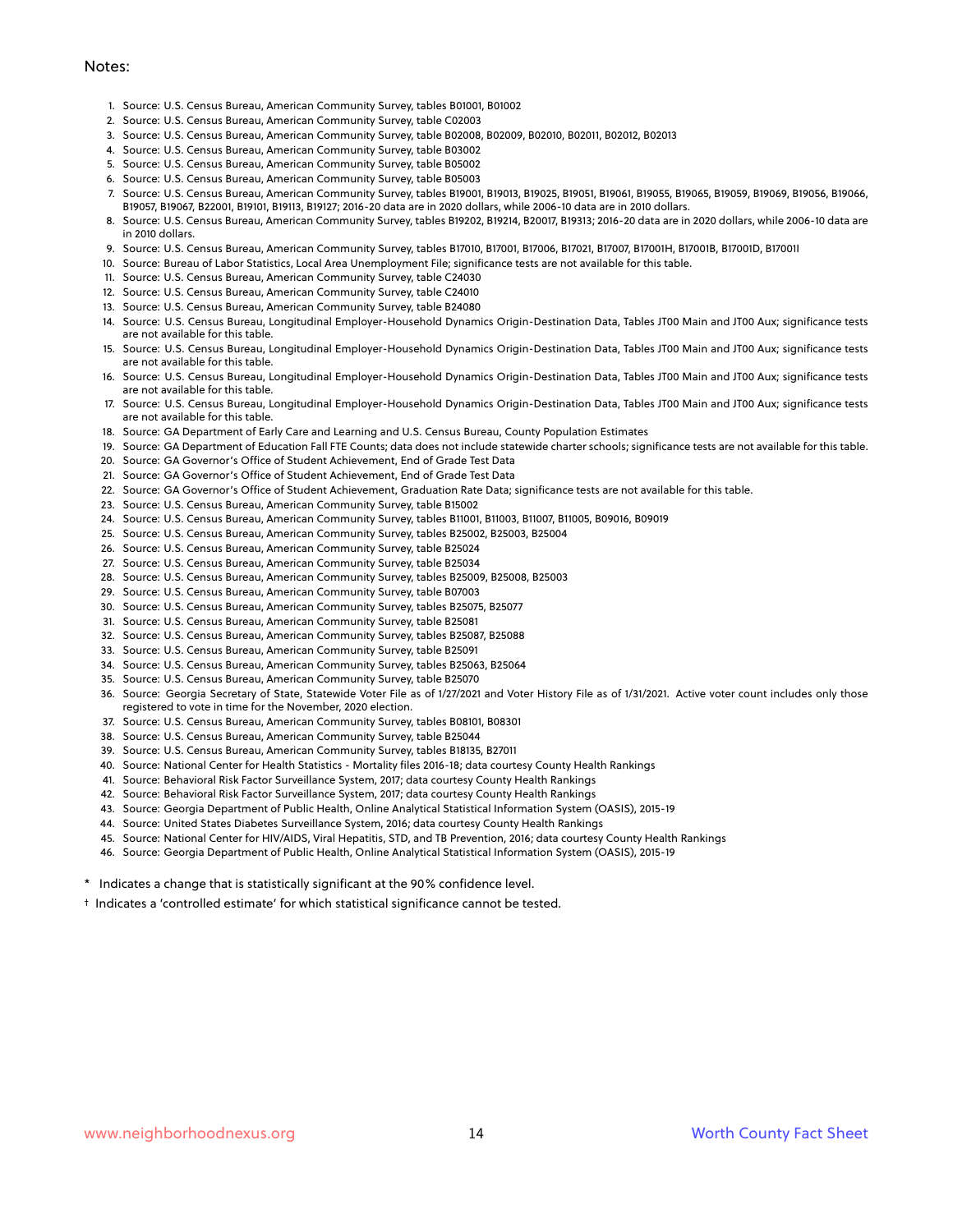Notes:

1. Source: U.S. Census Bureau, American Community Survey, tables B01001, B01002
2. Source: U.S. Census Bureau, American Community Survey, table C02003
3. Source: U.S. Census Bureau, American Community Survey, table B02008, B02009, B02010, B02011, B02012, B02013
4. Source: U.S. Census Bureau, American Community Survey, table B03002
5. Source: U.S. Census Bureau, American Community Survey, table B05002
6. Source: U.S. Census Bureau, American Community Survey, table B05003
7. Source: U.S. Census Bureau, American Community Survey, tables B19001, B19013, B19025, B19051, B19061, B19055, B19065, B19059, B19069, B19056, B19066, B19057, B19067, B22001, B19101, B19113, B19127; 2016-20 data are in 2020 dollars, while 2006-10 data are in 2010 dollars.
8. Source: U.S. Census Bureau, American Community Survey, tables B19202, B19214, B20017, B19313; 2016-20 data are in 2020 dollars, while 2006-10 data are in 2010 dollars.
9. Source: U.S. Census Bureau, American Community Survey, tables B17010, B17001, B17006, B17021, B17007, B17001H, B17001B, B17001D, B17001I
10. Source: Bureau of Labor Statistics, Local Area Unemployment File; significance tests are not available for this table.
11. Source: U.S. Census Bureau, American Community Survey, table C24030
12. Source: U.S. Census Bureau, American Community Survey, table C24010
13. Source: U.S. Census Bureau, American Community Survey, table B24080
14. Source: U.S. Census Bureau, Longitudinal Employer-Household Dynamics Origin-Destination Data, Tables JT00 Main and JT00 Aux; significance tests are not available for this table.
15. Source: U.S. Census Bureau, Longitudinal Employer-Household Dynamics Origin-Destination Data, Tables JT00 Main and JT00 Aux; significance tests are not available for this table.
16. Source: U.S. Census Bureau, Longitudinal Employer-Household Dynamics Origin-Destination Data, Tables JT00 Main and JT00 Aux; significance tests are not available for this table.
17. Source: U.S. Census Bureau, Longitudinal Employer-Household Dynamics Origin-Destination Data, Tables JT00 Main and JT00 Aux; significance tests are not available for this table.
18. Source: GA Department of Early Care and Learning and U.S. Census Bureau, County Population Estimates
19. Source: GA Department of Education Fall FTE Counts; data does not include statewide charter schools; significance tests are not available for this table.
20. Source: GA Governor's Office of Student Achievement, End of Grade Test Data
21. Source: GA Governor's Office of Student Achievement, End of Grade Test Data
22. Source: GA Governor's Office of Student Achievement, Graduation Rate Data; significance tests are not available for this table.
23. Source: U.S. Census Bureau, American Community Survey, table B15002
24. Source: U.S. Census Bureau, American Community Survey, tables B11001, B11003, B11007, B11005, B09016, B09019
25. Source: U.S. Census Bureau, American Community Survey, tables B25002, B25003, B25004
26. Source: U.S. Census Bureau, American Community Survey, table B25024
27. Source: U.S. Census Bureau, American Community Survey, table B25034
28. Source: U.S. Census Bureau, American Community Survey, tables B25009, B25008, B25003
29. Source: U.S. Census Bureau, American Community Survey, table B07003
30. Source: U.S. Census Bureau, American Community Survey, tables B25075, B25077
31. Source: U.S. Census Bureau, American Community Survey, table B25081
32. Source: U.S. Census Bureau, American Community Survey, tables B25087, B25088
33. Source: U.S. Census Bureau, American Community Survey, table B25091
34. Source: U.S. Census Bureau, American Community Survey, tables B25063, B25064
35. Source: U.S. Census Bureau, American Community Survey, table B25070
36. Source: Georgia Secretary of State, Statewide Voter File as of 1/27/2021 and Voter History File as of 1/31/2021. Active voter count includes only those registered to vote in time for the November, 2020 election.
37. Source: U.S. Census Bureau, American Community Survey, tables B08101, B08301
38. Source: U.S. Census Bureau, American Community Survey, table B25044
39. Source: U.S. Census Bureau, American Community Survey, tables B18135, B27011
40. Source: National Center for Health Statistics - Mortality files 2016-18; data courtesy County Health Rankings
41. Source: Behavioral Risk Factor Surveillance System, 2017; data courtesy County Health Rankings
42. Source: Behavioral Risk Factor Surveillance System, 2017; data courtesy County Health Rankings
43. Source: Georgia Department of Public Health, Online Analytical Statistical Information System (OASIS), 2015-19
44. Source: United States Diabetes Surveillance System, 2016; data courtesy County Health Rankings
45. Source: National Center for HIV/AIDS, Viral Hepatitis, STD, and TB Prevention, 2016; data courtesy County Health Rankings
46. Source: Georgia Department of Public Health, Online Analytical Statistical Information System (OASIS), 2015-19

\* Indicates a change that is statistically significant at the 90% confidence level.

† Indicates a 'controlled estimate' for which statistical significance cannot be tested.